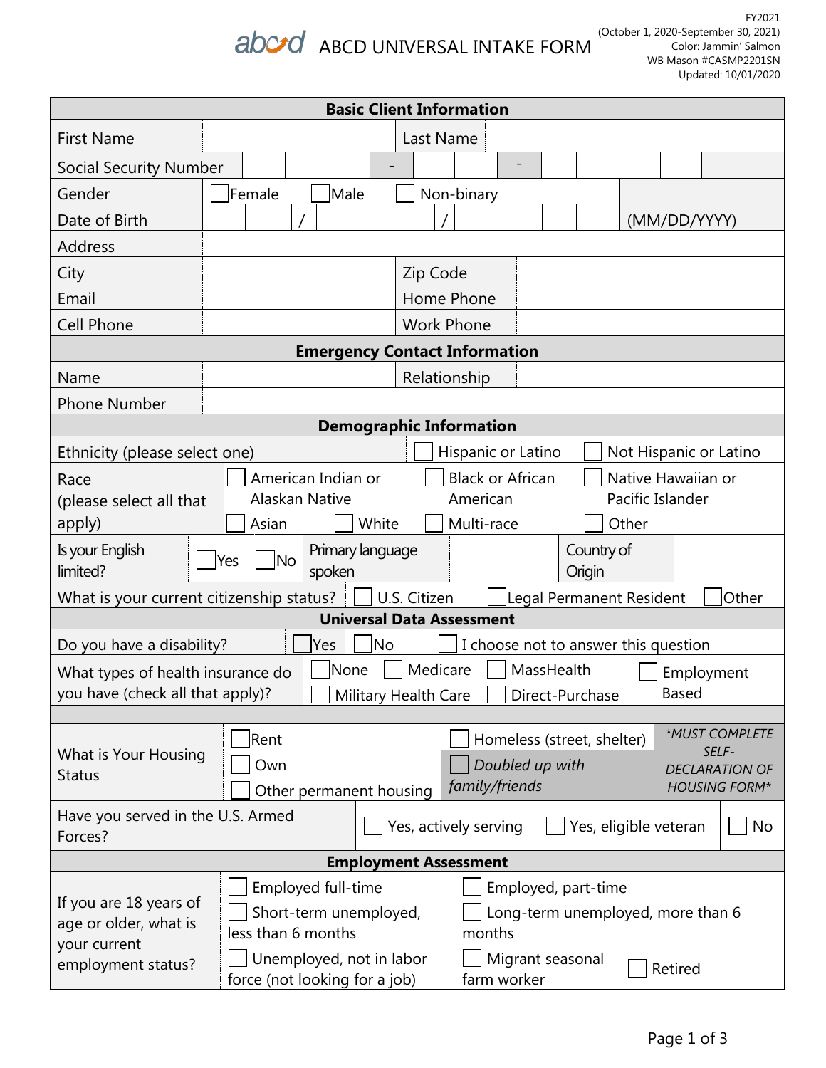abcd ABCD UNIVERSAL INTAKE FORM

FY2021
(October 1, 2020-September 30, 2021)
Color: Jammin' Salmon
WB Mason #CASMP2201SN
Updated: 10/01/2020

## Basic Client Information

| | | | |
|---|---|---|---|
| First Name | | Last Name | |
| Social Security Number | ___ ___ ___ - ___ ___ - ___ ___ ___ ___ | | |
| Gender | ☐ Female ☐ Male ☐ Non-binary | | |
| Date of Birth | ___ ___ / ___ ___ / ___ ___ ___ ___ (MM/DD/YYYY) | | |
| Address | | | |
| City | | Zip Code | |
| Email | | Home Phone | |
| Cell Phone | | Work Phone | |

## Emergency Contact Information

| | | | |
|---|---|---|---|
| Name | | Relationship | |
| Phone Number | | | |

## Demographic Information

| | |
|---|---|
| Ethnicity (please select one) | ☐ Hispanic or Latino ☐ Not Hispanic or Latino |
| Race (please select all that apply) | ☐ American Indian or Alaskan Native ☐ Black or African American ☐ Native Hawaiian or Pacific Islander ☐ Asian ☐ White ☐ Multi-race ☐ Other |
| Is your English limited? | ☐ Yes ☐ No — Primary language spoken: ____ — Country of Origin: ____ |
| What is your current citizenship status? | ☐ U.S. Citizen ☐ Legal Permanent Resident ☐ Other |

## Universal Data Assessment

| | |
|---|---|
| Do you have a disability? | ☐ Yes ☐ No ☐ I choose not to answer this question |
| What types of health insurance do you have (check all that apply)? | ☐ None ☐ Medicare ☐ MassHealth ☐ Employment Based ☐ Military Health Care ☐ Direct-Purchase |
| What is Your Housing Status | ☐ Rent ☐ Own ☐ Other permanent housing ☐ Homeless (street, shelter) ☐ *Doubled up with family/friends* — *\*MUST COMPLETE SELF-DECLARATION OF HOUSING FORM\** |
| Have you served in the U.S. Armed Forces? | ☐ Yes, actively serving ☐ Yes, eligible veteran ☐ No |

## Employment Assessment

| | |
|---|---|
| If you are 18 years of age or older, what is your current employment status? | ☐ Employed full-time ☐ Employed, part-time ☐ Short-term unemployed, less than 6 months ☐ Long-term unemployed, more than 6 months ☐ Unemployed, not in labor force (not looking for a job) ☐ Migrant seasonal farm worker ☐ Retired |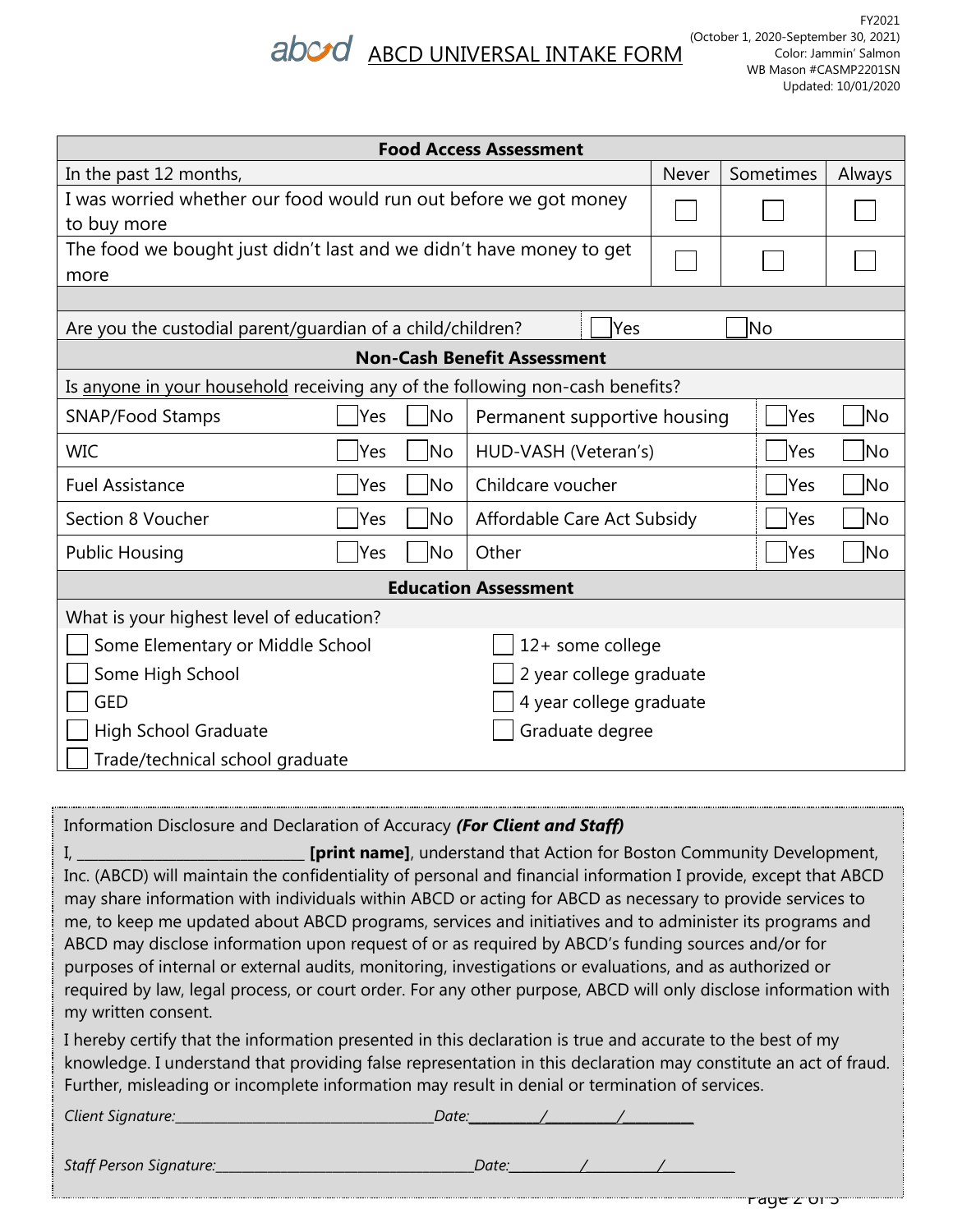# ABCD UNIVERSAL INTAKE FORM

FY2021
(October 1, 2020-September 30, 2021)
Color: Jammin' Salmon
WB Mason #CASMP2201SN
Updated: 10/01/2020

| Food Access Assessment | | | |
|---|---|---|---|
| In the past 12 months, | Never | Sometimes | Always |
| I was worried whether our food would run out before we got money to buy more | ☐ | ☐ | ☐ |
| The food we bought just didn't last and we didn't have money to get more | ☐ | ☐ | ☐ |

Are you the custodial parent/guardian of a child/children? ☐ Yes ☐ No

| Non-Cash Benefit Assessment | | | | | |
|---|---|---|---|---|---|
| Is anyone in your household receiving any of the following non-cash benefits? | | | | | |
| SNAP/Food Stamps | ☐ Yes | ☐ No | Permanent supportive housing | ☐ Yes | ☐ No |
| WIC | ☐ Yes | ☐ No | HUD-VASH (Veteran's) | ☐ Yes | ☐ No |
| Fuel Assistance | ☐ Yes | ☐ No | Childcare voucher | ☐ Yes | ☐ No |
| Section 8 Voucher | ☐ Yes | ☐ No | Affordable Care Act Subsidy | ☐ Yes | ☐ No |
| Public Housing | ☐ Yes | ☐ No | Other | ☐ Yes | ☐ No |

| Education Assessment | |
|---|---|
| What is your highest level of education? | |
| ☐ Some Elementary or Middle School | ☐ 12+ some college |
| ☐ Some High School | ☐ 2 year college graduate |
| ☐ GED | ☐ 4 year college graduate |
| ☐ High School Graduate | ☐ Graduate degree |
| ☐ Trade/technical school graduate | |

Information Disclosure and Declaration of Accuracy ***(For Client and Staff)***

I, ______________________________ **[print name]**, understand that Action for Boston Community Development, Inc. (ABCD) will maintain the confidentiality of personal and financial information I provide, except that ABCD may share information with individuals within ABCD or acting for ABCD as necessary to provide services to me, to keep me updated about ABCD programs, services and initiatives and to administer its programs and ABCD may disclose information upon request of or as required by ABCD's funding sources and/or for purposes of internal or external audits, monitoring, investigations or evaluations, and as authorized or required by law, legal process, or court order. For any other purpose, ABCD will only disclose information with my written consent.

I hereby certify that the information presented in this declaration is true and accurate to the best of my knowledge. I understand that providing false representation in this declaration may constitute an act of fraud. Further, misleading or incomplete information may result in denial or termination of services.

*Client Signature:*____________________________________*Date:*_______/_______/_______

*Staff Person Signature:*____________________________________*Date:*_______/_______/_______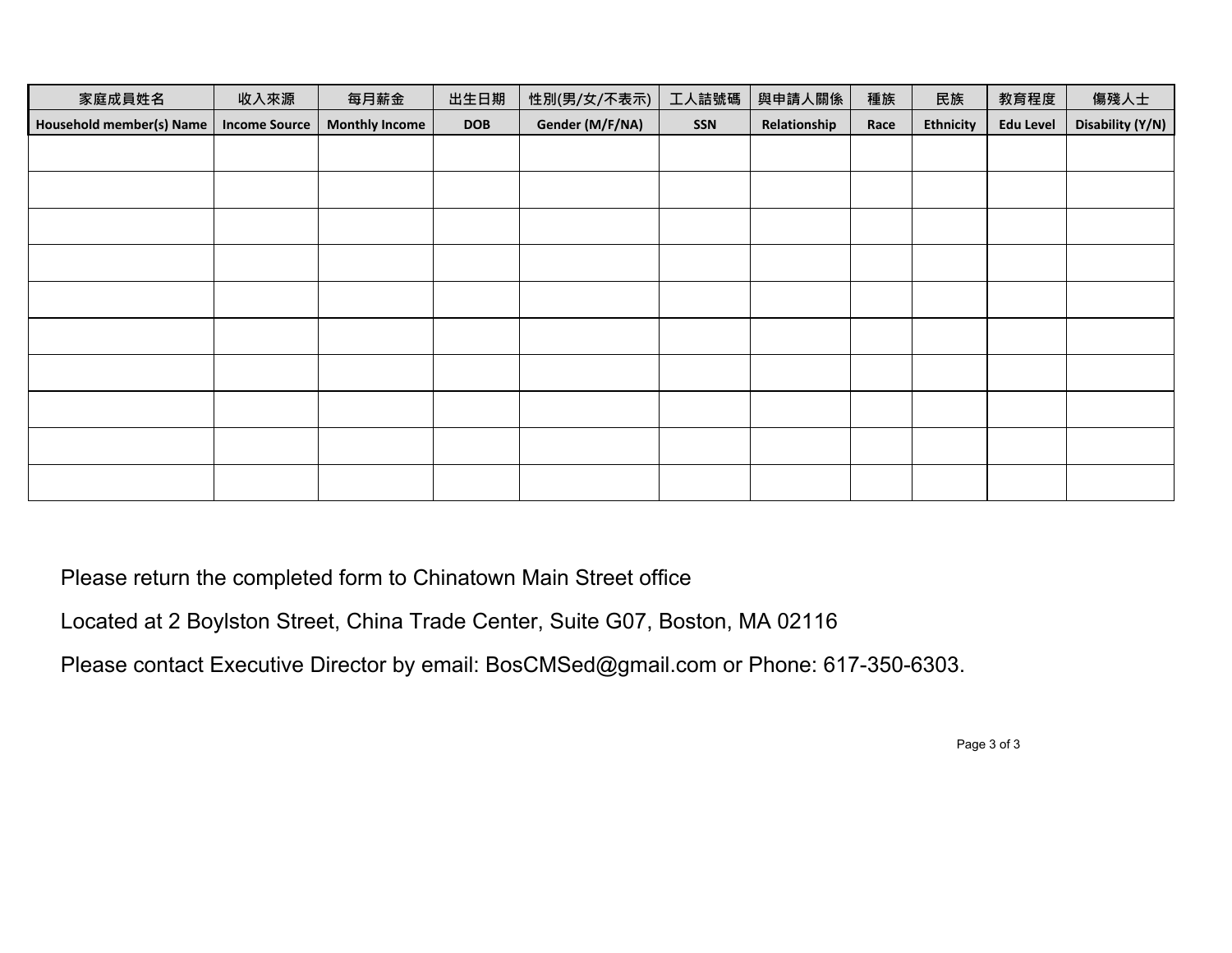| 家庭成員姓名<br>Household member(s) Name | 收入來源<br>Income Source | 每月薪金<br>Monthly Income | 出生日期<br>DOB | 性別(男/女/不表示)<br>Gender (M/F/NA) | 工人詰號碼<br>SSN | 與申請人關係<br>Relationship | 種族<br>Race | 民族<br>Ethnicity | 教育程度<br>Edu Level | 傷殘人士<br>Disability (Y/N) |
|---|---|---|---|---|---|---|---|---|---|---|
| | | | | | | | | | | |
| | | | | | | | | | | |
| | | | | | | | | | | |
| | | | | | | | | | | |
| | | | | | | | | | | |
| | | | | | | | | | | |
| | | | | | | | | | | |
| | | | | | | | | | | |
| | | | | | | | | | | |
| | | | | | | | | | | |

Please return the completed form to Chinatown Main Street office

Located at 2 Boylston Street, China Trade Center, Suite G07, Boston, MA 02116

Please contact Executive Director by email: BosCMSed@gmail.com or Phone: 617-350-6303.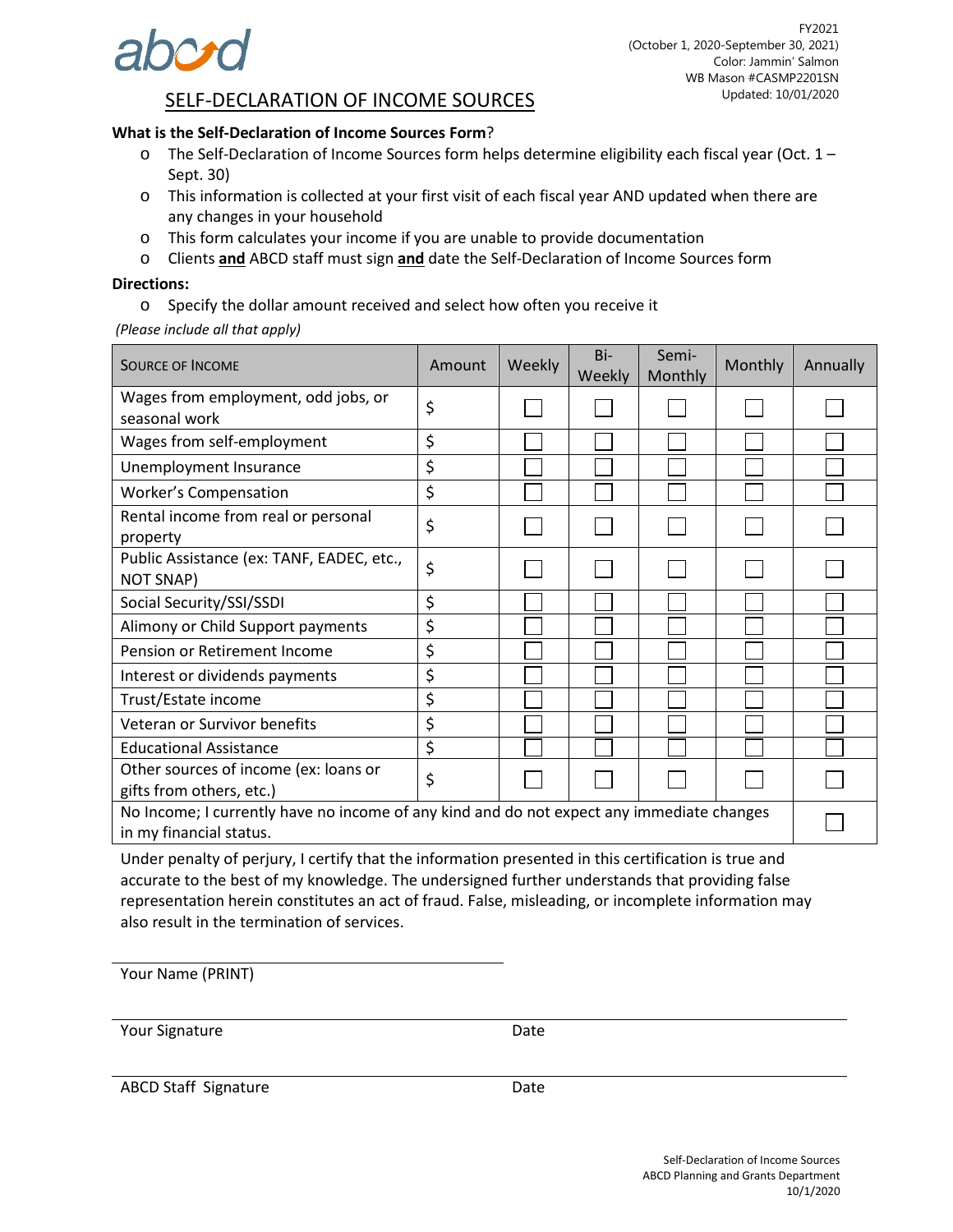abcd

FY2021
(October 1, 2020-September 30, 2021)
Color: Jammin' Salmon
WB Mason #CASMP2201SN
Updated: 10/01/2020

# SELF-DECLARATION OF INCOME SOURCES

**What is the Self-Declaration of Income Sources Form**?

- The Self-Declaration of Income Sources form helps determine eligibility each fiscal year (Oct. 1 – Sept. 30)
- This information is collected at your first visit of each fiscal year AND updated when there are any changes in your household
- This form calculates your income if you are unable to provide documentation
- Clients **and** ABCD staff must sign **and** date the Self-Declaration of Income Sources form

**Directions:**

- Specify the dollar amount received and select how often you receive it

*(Please include all that apply)*

| Source of Income | Amount | Weekly | Bi-Weekly | Semi-Monthly | Monthly | Annually |
|---|---|---|---|---|---|---|
| Wages from employment, odd jobs, or seasonal work | $ | ☐ | ☐ | ☐ | ☐ | ☐ |
| Wages from self-employment | $ | ☐ | ☐ | ☐ | ☐ | ☐ |
| Unemployment Insurance | $ | ☐ | ☐ | ☐ | ☐ | ☐ |
| Worker's Compensation | $ | ☐ | ☐ | ☐ | ☐ | ☐ |
| Rental income from real or personal property | $ | ☐ | ☐ | ☐ | ☐ | ☐ |
| Public Assistance (ex: TANF, EADEC, etc., NOT SNAP) | $ | ☐ | ☐ | ☐ | ☐ | ☐ |
| Social Security/SSI/SSDI | $ | ☐ | ☐ | ☐ | ☐ | ☐ |
| Alimony or Child Support payments | $ | ☐ | ☐ | ☐ | ☐ | ☐ |
| Pension or Retirement Income | $ | ☐ | ☐ | ☐ | ☐ | ☐ |
| Interest or dividends payments | $ | ☐ | ☐ | ☐ | ☐ | ☐ |
| Trust/Estate income | $ | ☐ | ☐ | ☐ | ☐ | ☐ |
| Veteran or Survivor benefits | $ | ☐ | ☐ | ☐ | ☐ | ☐ |
| Educational Assistance | $ | ☐ | ☐ | ☐ | ☐ | ☐ |
| Other sources of income (ex: loans or gifts from others, etc.) | $ | ☐ | ☐ | ☐ | ☐ | ☐ |
| No Income; I currently have no income of any kind and do not expect any immediate changes in my financial status. | | | | | | ☐ |

Under penalty of perjury, I certify that the information presented in this certification is true and accurate to the best of my knowledge. The undersigned further understands that providing false representation herein constitutes an act of fraud. False, misleading, or incomplete information may also result in the termination of services.

Your Name (PRINT) ______________________

Your Signature ______________________ Date ______________________

ABCD Staff Signature ______________________ Date ______________________

Self-Declaration of Income Sources
ABCD Planning and Grants Department
10/1/2020